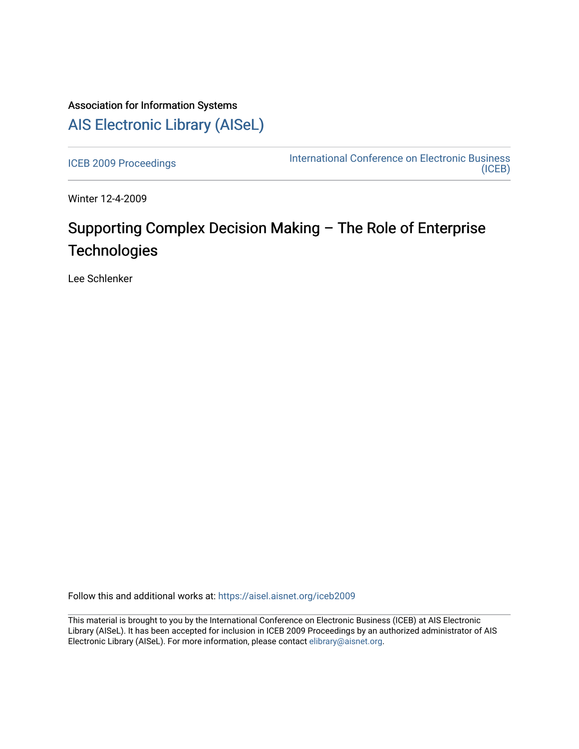Association for Information Systems

# AIS Electronic Library (AISeL)

ICEB 2009 Proceedings

International Conference on Electronic Business (ICEB)

Winter 12-4-2009

# Supporting Complex Decision Making – The Role of Enterprise Technologies

Lee Schlenker

Follow this and additional works at: https://aisel.aisnet.org/iceb2009

This material is brought to you by the International Conference on Electronic Business (ICEB) at AIS Electronic Library (AISeL). It has been accepted for inclusion in ICEB 2009 Proceedings by an authorized administrator of AIS Electronic Library (AISeL). For more information, please contact elibrary@aisnet.org.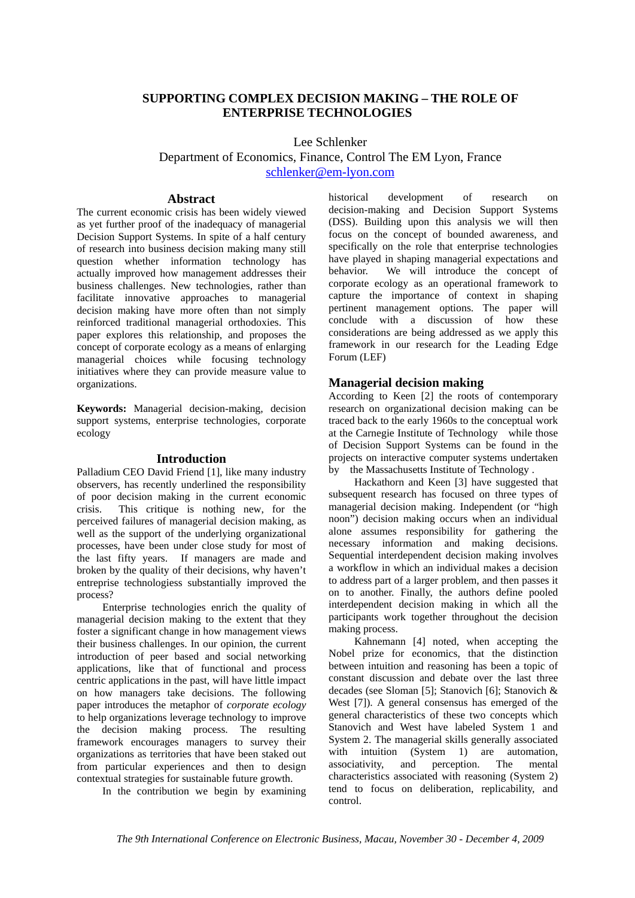# SUPPORTING COMPLEX DECISION MAKING – THE ROLE OF ENTERPRISE TECHNOLOGIES

Lee Schlenker
Department of Economics, Finance, Control The EM Lyon, France
schlenker@em-lyon.com

## Abstract

The current economic crisis has been widely viewed as yet further proof of the inadequacy of managerial Decision Support Systems. In spite of a half century of research into business decision making many still question whether information technology has actually improved how management addresses their business challenges. New technologies, rather than facilitate innovative approaches to managerial decision making have more often than not simply reinforced traditional managerial orthodoxies. This paper explores this relationship, and proposes the concept of corporate ecology as a means of enlarging managerial choices while focusing technology initiatives where they can provide measure value to organizations.

**Keywords:** Managerial decision-making, decision support systems, enterprise technologies, corporate ecology

## Introduction

Palladium CEO David Friend [1], like many industry observers, has recently underlined the responsibility of poor decision making in the current economic crisis. This critique is nothing new, for the perceived failures of managerial decision making, as well as the support of the underlying organizational processes, have been under close study for most of the last fifty years. If managers are made and broken by the quality of their decisions, why haven't entreprise technologiess substantially improved the process?

Enterprise technologies enrich the quality of managerial decision making to the extent that they foster a significant change in how management views their business challenges. In our opinion, the current introduction of peer based and social networking applications, like that of functional and process centric applications in the past, will have little impact on how managers take decisions. The following paper introduces the metaphor of *corporate ecology* to help organizations leverage technology to improve the decision making process. The resulting framework encourages managers to survey their organizations as territories that have been staked out from particular experiences and then to design contextual strategies for sustainable future growth.

In the contribution we begin by examining historical development of research on decision-making and Decision Support Systems (DSS). Building upon this analysis we will then focus on the concept of bounded awareness, and specifically on the role that enterprise technologies have played in shaping managerial expectations and behavior. We will introduce the concept of corporate ecology as an operational framework to capture the importance of context in shaping pertinent management options. The paper will conclude with a discussion of how these considerations are being addressed as we apply this framework in our research for the Leading Edge Forum (LEF)

## Managerial decision making

According to Keen [2] the roots of contemporary research on organizational decision making can be traced back to the early 1960s to the conceptual work at the Carnegie Institute of Technology while those of Decision Support Systems can be found in the projects on interactive computer systems undertaken by the Massachusetts Institute of Technology .

Hackathorn and Keen [3] have suggested that subsequent research has focused on three types of managerial decision making. Independent (or "high noon") decision making occurs when an individual alone assumes responsibility for gathering the necessary information and making decisions. Sequential interdependent decision making involves a workflow in which an individual makes a decision to address part of a larger problem, and then passes it on to another. Finally, the authors define pooled interdependent decision making in which all the participants work together throughout the decision making process.

Kahnemann [4] noted, when accepting the Nobel prize for economics, that the distinction between intuition and reasoning has been a topic of constant discussion and debate over the last three decades (see Sloman [5]; Stanovich [6]; Stanovich & West [7]). A general consensus has emerged of the general characteristics of these two concepts which Stanovich and West have labeled System 1 and System 2. The managerial skills generally associated with intuition (System 1) are automation, associativity, and perception. The mental characteristics associated with reasoning (System 2) tend to focus on deliberation, replicability, and control.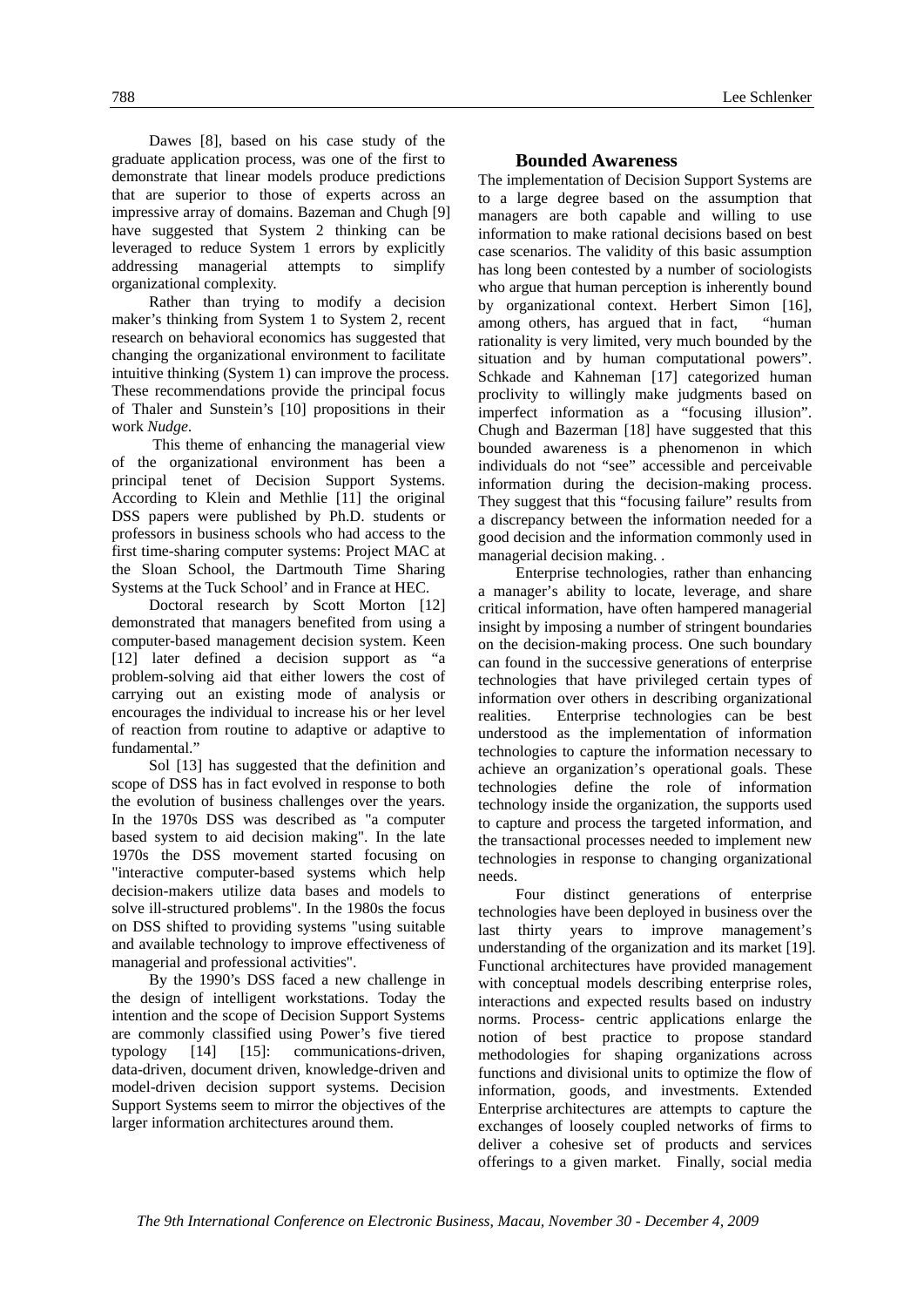Dawes [8], based on his case study of the graduate application process, was one of the first to demonstrate that linear models produce predictions that are superior to those of experts across an impressive array of domains. Bazeman and Chugh [9] have suggested that System 2 thinking can be leveraged to reduce System 1 errors by explicitly addressing managerial attempts to simplify organizational complexity.

Rather than trying to modify a decision maker's thinking from System 1 to System 2, recent research on behavioral economics has suggested that changing the organizational environment to facilitate intuitive thinking (System 1) can improve the process. These recommendations provide the principal focus of Thaler and Sunstein's [10] propositions in their work *Nudge*.

This theme of enhancing the managerial view of the organizational environment has been a principal tenet of Decision Support Systems. According to Klein and Methlie [11] the original DSS papers were published by Ph.D. students or professors in business schools who had access to the first time-sharing computer systems: Project MAC at the Sloan School, the Dartmouth Time Sharing Systems at the Tuck School' and in France at HEC.

Doctoral research by Scott Morton [12] demonstrated that managers benefited from using a computer-based management decision system. Keen [12] later defined a decision support as "a problem-solving aid that either lowers the cost of carrying out an existing mode of analysis or encourages the individual to increase his or her level of reaction from routine to adaptive or adaptive to fundamental."

Sol [13] has suggested that the definition and scope of DSS has in fact evolved in response to both the evolution of business challenges over the years. In the 1970s DSS was described as "a computer based system to aid decision making". In the late 1970s the DSS movement started focusing on "interactive computer-based systems which help decision-makers utilize data bases and models to solve ill-structured problems". In the 1980s the focus on DSS shifted to providing systems "using suitable and available technology to improve effectiveness of managerial and professional activities".

By the 1990's DSS faced a new challenge in the design of intelligent workstations. Today the intention and the scope of Decision Support Systems are commonly classified using Power's five tiered typology [14] [15]: communications-driven, data-driven, document driven, knowledge-driven and model-driven decision support systems. Decision Support Systems seem to mirror the objectives of the larger information architectures around them.

## Bounded Awareness

The implementation of Decision Support Systems are to a large degree based on the assumption that managers are both capable and willing to use information to make rational decisions based on best case scenarios. The validity of this basic assumption has long been contested by a number of sociologists who argue that human perception is inherently bound by organizational context. Herbert Simon [16], among others, has argued that in fact, "human rationality is very limited, very much bounded by the situation and by human computational powers". Schkade and Kahneman [17] categorized human proclivity to willingly make judgments based on imperfect information as a "focusing illusion". Chugh and Bazerman [18] have suggested that this bounded awareness is a phenomenon in which individuals do not "see" accessible and perceivable information during the decision-making process. They suggest that this "focusing failure" results from a discrepancy between the information needed for a good decision and the information commonly used in managerial decision making. .

Enterprise technologies, rather than enhancing a manager's ability to locate, leverage, and share critical information, have often hampered managerial insight by imposing a number of stringent boundaries on the decision-making process. One such boundary can found in the successive generations of enterprise technologies that have privileged certain types of information over others in describing organizational realities. Enterprise technologies can be best understood as the implementation of information technologies to capture the information necessary to achieve an organization's operational goals. These technologies define the role of information technology inside the organization, the supports used to capture and process the targeted information, and the transactional processes needed to implement new technologies in response to changing organizational needs.

Four distinct generations of enterprise technologies have been deployed in business over the last thirty years to improve management's understanding of the organization and its market [19]. Functional architectures have provided management with conceptual models describing enterprise roles, interactions and expected results based on industry norms. Process- centric applications enlarge the notion of best practice to propose standard methodologies for shaping organizations across functions and divisional units to optimize the flow of information, goods, and investments. Extended Enterprise architectures are attempts to capture the exchanges of loosely coupled networks of firms to deliver a cohesive set of products and services offerings to a given market. Finally, social media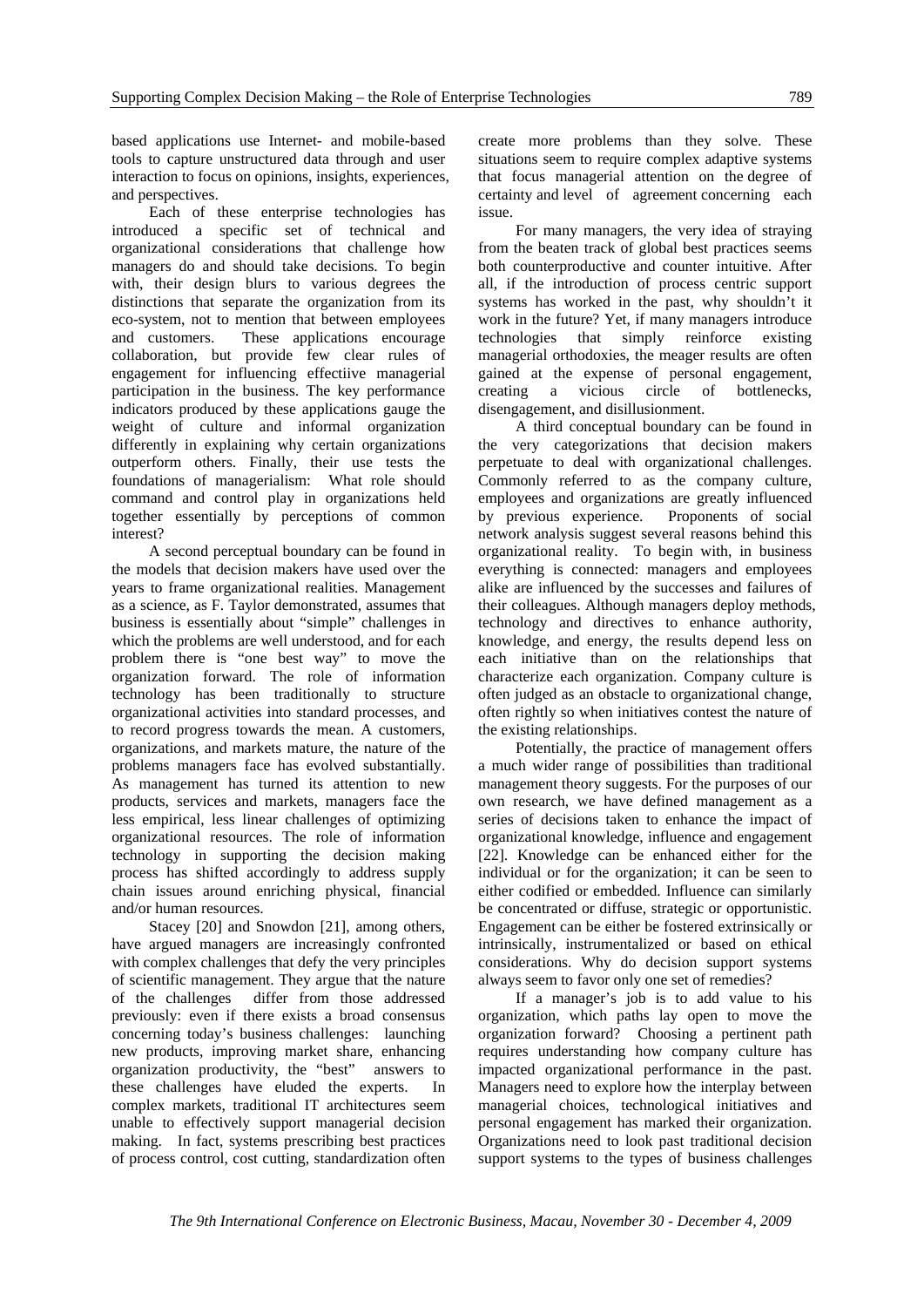based applications use Internet- and mobile-based tools to capture unstructured data through and user interaction to focus on opinions, insights, experiences, and perspectives.

Each of these enterprise technologies has introduced a specific set of technical and organizational considerations that challenge how managers do and should take decisions. To begin with, their design blurs to various degrees the distinctions that separate the organization from its eco-system, not to mention that between employees and customers. These applications encourage collaboration, but provide few clear rules of engagement for influencing effectiive managerial participation in the business. The key performance indicators produced by these applications gauge the weight of culture and informal organization differently in explaining why certain organizations outperform others. Finally, their use tests the foundations of managerialism: What role should command and control play in organizations held together essentially by perceptions of common interest?

A second perceptual boundary can be found in the models that decision makers have used over the years to frame organizational realities. Management as a science, as F. Taylor demonstrated, assumes that business is essentially about "simple" challenges in which the problems are well understood, and for each problem there is "one best way" to move the organization forward. The role of information technology has been traditionally to structure organizational activities into standard processes, and to record progress towards the mean. A customers, organizations, and markets mature, the nature of the problems managers face has evolved substantially. As management has turned its attention to new products, services and markets, managers face the less empirical, less linear challenges of optimizing organizational resources. The role of information technology in supporting the decision making process has shifted accordingly to address supply chain issues around enriching physical, financial and/or human resources.

Stacey [20] and Snowdon [21], among others, have argued managers are increasingly confronted with complex challenges that defy the very principles of scientific management. They argue that the nature of the challenges differ from those addressed previously: even if there exists a broad consensus concerning today's business challenges: launching new products, improving market share, enhancing organization productivity, the "best" answers to these challenges have eluded the experts. In complex markets, traditional IT architectures seem unable to effectively support managerial decision making. In fact, systems prescribing best practices of process control, cost cutting, standardization often create more problems than they solve. These situations seem to require complex adaptive systems that focus managerial attention on the degree of certainty and level of agreement concerning each issue.

For many managers, the very idea of straying from the beaten track of global best practices seems both counterproductive and counter intuitive. After all, if the introduction of process centric support systems has worked in the past, why shouldn't it work in the future? Yet, if many managers introduce technologies that simply reinforce existing managerial orthodoxies, the meager results are often gained at the expense of personal engagement, creating a vicious circle of bottlenecks, disengagement, and disillusionment.

A third conceptual boundary can be found in the very categorizations that decision makers perpetuate to deal with organizational challenges. Commonly referred to as the company culture, employees and organizations are greatly influenced by previous experience. Proponents of social network analysis suggest several reasons behind this organizational reality. To begin with, in business everything is connected: managers and employees alike are influenced by the successes and failures of their colleagues. Although managers deploy methods, technology and directives to enhance authority, knowledge, and energy, the results depend less on each initiative than on the relationships that characterize each organization. Company culture is often judged as an obstacle to organizational change, often rightly so when initiatives contest the nature of the existing relationships.

Potentially, the practice of management offers a much wider range of possibilities than traditional management theory suggests. For the purposes of our own research, we have defined management as a series of decisions taken to enhance the impact of organizational knowledge, influence and engagement [22]. Knowledge can be enhanced either for the individual or for the organization; it can be seen to either codified or embedded. Influence can similarly be concentrated or diffuse, strategic or opportunistic. Engagement can be either be fostered extrinsically or intrinsically, instrumentalized or based on ethical considerations. Why do decision support systems always seem to favor only one set of remedies?

If a manager's job is to add value to his organization, which paths lay open to move the organization forward? Choosing a pertinent path requires understanding how company culture has impacted organizational performance in the past. Managers need to explore how the interplay between managerial choices, technological initiatives and personal engagement has marked their organization. Organizations need to look past traditional decision support systems to the types of business challenges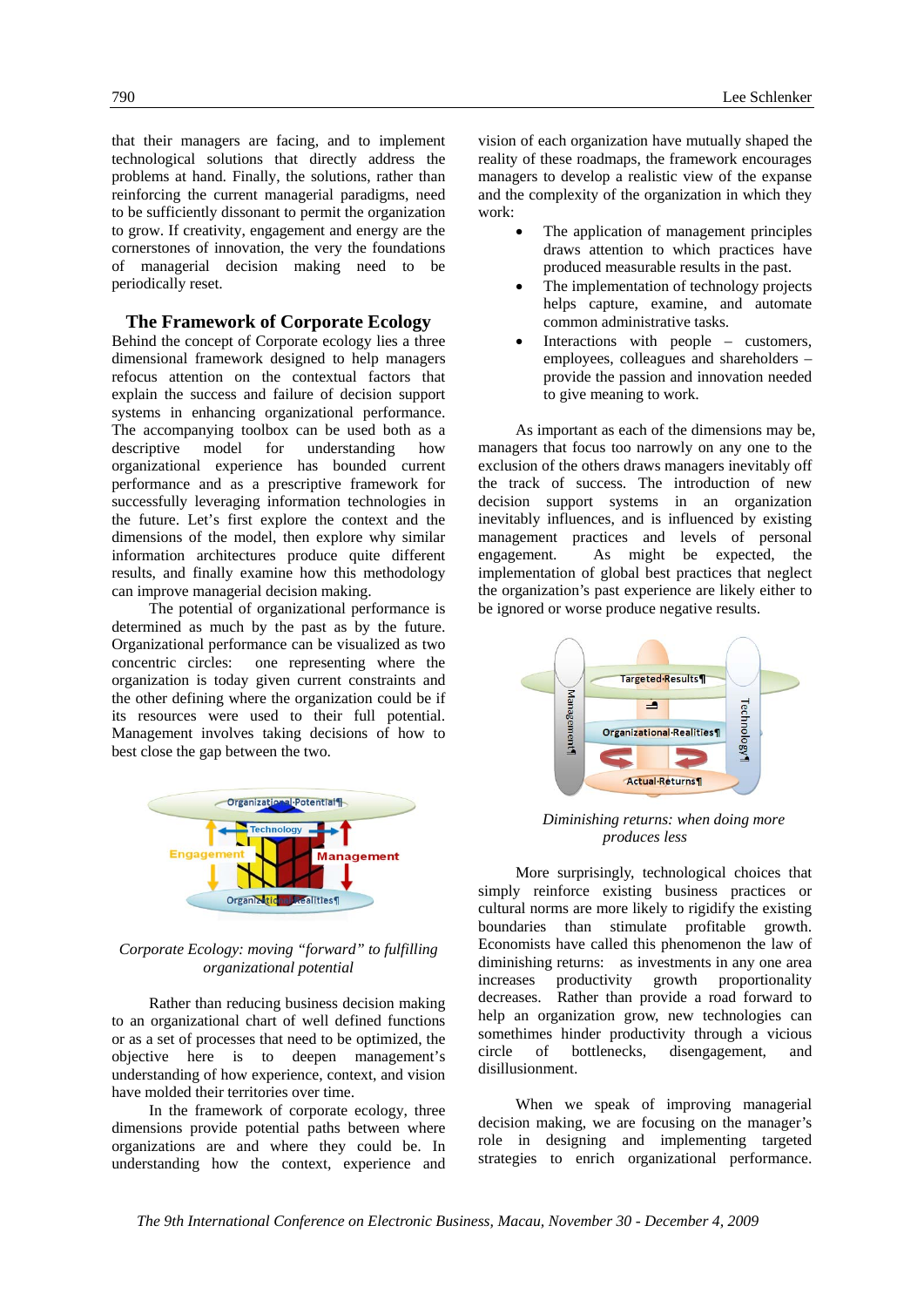that their managers are facing, and to implement technological solutions that directly address the problems at hand. Finally, the solutions, rather than reinforcing the current managerial paradigms, need to be sufficiently dissonant to permit the organization to grow. If creativity, engagement and energy are the cornerstones of innovation, the very the foundations of managerial decision making need to be periodically reset.

## The Framework of Corporate Ecology

Behind the concept of Corporate ecology lies a three dimensional framework designed to help managers refocus attention on the contextual factors that explain the success and failure of decision support systems in enhancing organizational performance. The accompanying toolbox can be used both as a descriptive model for understanding how organizational experience has bounded current performance and as a prescriptive framework for successfully leveraging information technologies in the future. Let's first explore the context and the dimensions of the model, then explore why similar information architectures produce quite different results, and finally examine how this methodology can improve managerial decision making.

The potential of organizational performance is determined as much by the past as by the future. Organizational performance can be visualized as two concentric circles: one representing where the organization is today given current constraints and the other defining where the organization could be if its resources were used to their full potential. Management involves taking decisions of how to best close the gap between the two.

*Corporate Ecology: moving "forward" to fulfilling organizational potential*

Rather than reducing business decision making to an organizational chart of well defined functions or as a set of processes that need to be optimized, the objective here is to deepen management's understanding of how experience, context, and vision have molded their territories over time.

In the framework of corporate ecology, three dimensions provide potential paths between where organizations are and where they could be. In understanding how the context, experience and vision of each organization have mutually shaped the reality of these roadmaps, the framework encourages managers to develop a realistic view of the expanse and the complexity of the organization in which they work:

- The application of management principles draws attention to which practices have produced measurable results in the past.
- The implementation of technology projects helps capture, examine, and automate common administrative tasks.
- Interactions with people – customers, employees, colleagues and shareholders – provide the passion and innovation needed to give meaning to work.

As important as each of the dimensions may be, managers that focus too narrowly on any one to the exclusion of the others draws managers inevitably off the track of success. The introduction of new decision support systems in an organization inevitably influences, and is influenced by existing management practices and levels of personal engagement. As might be expected, the implementation of global best practices that neglect the organization's past experience are likely either to be ignored or worse produce negative results.

*Diminishing returns: when doing more produces less*

More surprisingly, technological choices that simply reinforce existing business practices or cultural norms are more likely to rigidify the existing boundaries than stimulate profitable growth. Economists have called this phenomenon the law of diminishing returns: as investments in any one area increases productivity growth proportionality decreases. Rather than provide a road forward to help an organization grow, new technologies can somethimes hinder productivity through a vicious circle of bottlenecks, disengagement, and disillusionment.

When we speak of improving managerial decision making, we are focusing on the manager's role in designing and implementing targeted strategies to enrich organizational performance.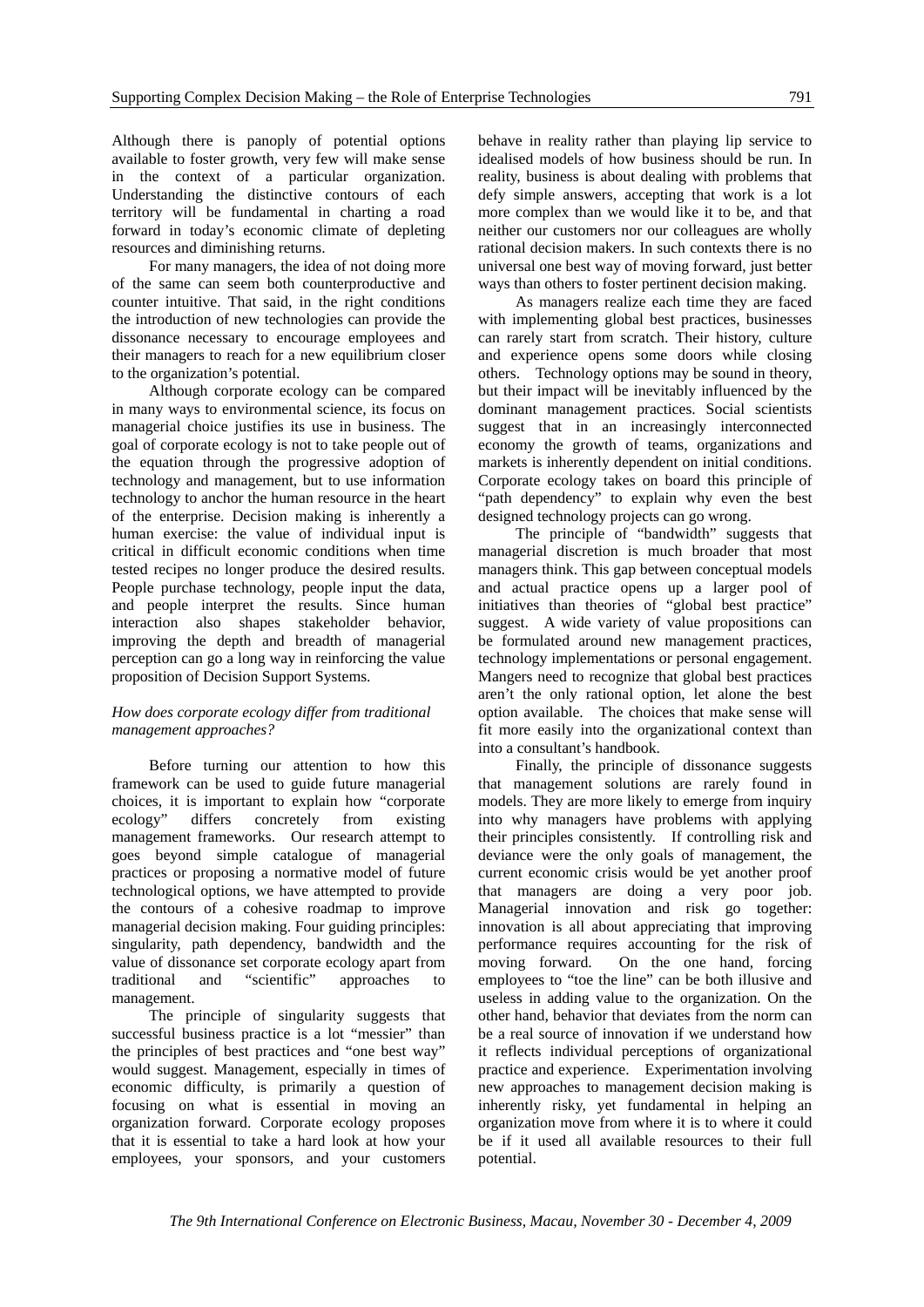Although there is panoply of potential options available to foster growth, very few will make sense in the context of a particular organization. Understanding the distinctive contours of each territory will be fundamental in charting a road forward in today's economic climate of depleting resources and diminishing returns.

For many managers, the idea of not doing more of the same can seem both counterproductive and counter intuitive. That said, in the right conditions the introduction of new technologies can provide the dissonance necessary to encourage employees and their managers to reach for a new equilibrium closer to the organization's potential.

Although corporate ecology can be compared in many ways to environmental science, its focus on managerial choice justifies its use in business. The goal of corporate ecology is not to take people out of the equation through the progressive adoption of technology and management, but to use information technology to anchor the human resource in the heart of the enterprise. Decision making is inherently a human exercise: the value of individual input is critical in difficult economic conditions when time tested recipes no longer produce the desired results. People purchase technology, people input the data, and people interpret the results. Since human interaction also shapes stakeholder behavior, improving the depth and breadth of managerial perception can go a long way in reinforcing the value proposition of Decision Support Systems.

*How does corporate ecology differ from traditional management approaches?*

Before turning our attention to how this framework can be used to guide future managerial choices, it is important to explain how "corporate ecology" differs concretely from existing management frameworks. Our research attempt to goes beyond simple catalogue of managerial practices or proposing a normative model of future technological options, we have attempted to provide the contours of a cohesive roadmap to improve managerial decision making. Four guiding principles: singularity, path dependency, bandwidth and the value of dissonance set corporate ecology apart from traditional and "scientific" approaches to management.

The principle of singularity suggests that successful business practice is a lot "messier" than the principles of best practices and "one best way" would suggest. Management, especially in times of economic difficulty, is primarily a question of focusing on what is essential in moving an organization forward. Corporate ecology proposes that it is essential to take a hard look at how your employees, your sponsors, and your customers behave in reality rather than playing lip service to idealised models of how business should be run. In reality, business is about dealing with problems that defy simple answers, accepting that work is a lot more complex than we would like it to be, and that neither our customers nor our colleagues are wholly rational decision makers. In such contexts there is no universal one best way of moving forward, just better ways than others to foster pertinent decision making.

As managers realize each time they are faced with implementing global best practices, businesses can rarely start from scratch. Their history, culture and experience opens some doors while closing others. Technology options may be sound in theory, but their impact will be inevitably influenced by the dominant management practices. Social scientists suggest that in an increasingly interconnected economy the growth of teams, organizations and markets is inherently dependent on initial conditions. Corporate ecology takes on board this principle of "path dependency" to explain why even the best designed technology projects can go wrong.

The principle of "bandwidth" suggests that managerial discretion is much broader that most managers think. This gap between conceptual models and actual practice opens up a larger pool of initiatives than theories of "global best practice" suggest. A wide variety of value propositions can be formulated around new management practices, technology implementations or personal engagement. Mangers need to recognize that global best practices aren't the only rational option, let alone the best option available. The choices that make sense will fit more easily into the organizational context than into a consultant's handbook.

Finally, the principle of dissonance suggests that management solutions are rarely found in models. They are more likely to emerge from inquiry into why managers have problems with applying their principles consistently. If controlling risk and deviance were the only goals of management, the current economic crisis would be yet another proof that managers are doing a very poor job. Managerial innovation and risk go together: innovation is all about appreciating that improving performance requires accounting for the risk of moving forward. On the one hand, forcing employees to "toe the line" can be both illusive and useless in adding value to the organization. On the other hand, behavior that deviates from the norm can be a real source of innovation if we understand how it reflects individual perceptions of organizational practice and experience. Experimentation involving new approaches to management decision making is inherently risky, yet fundamental in helping an organization move from where it is to where it could be if it used all available resources to their full potential.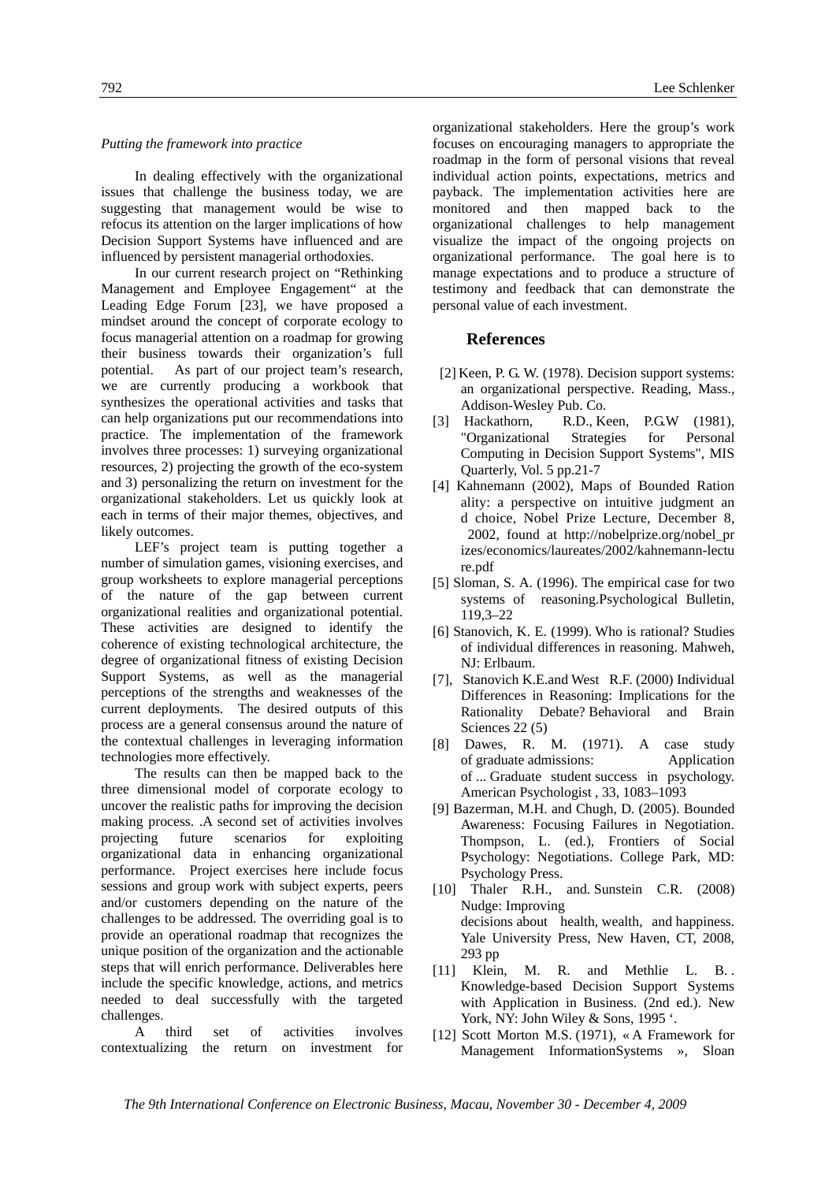*Putting the framework into practice*

In dealing effectively with the organizational issues that challenge the business today, we are suggesting that management would be wise to refocus its attention on the larger implications of how Decision Support Systems have influenced and are influenced by persistent managerial orthodoxies.

In our current research project on "Rethinking Management and Employee Engagement" at the Leading Edge Forum [23], we have proposed a mindset around the concept of corporate ecology to focus managerial attention on a roadmap for growing their business towards their organization's full potential. As part of our project team's research, we are currently producing a workbook that synthesizes the operational activities and tasks that can help organizations put our recommendations into practice. The implementation of the framework involves three processes: 1) surveying organizational resources, 2) projecting the growth of the eco-system and 3) personalizing the return on investment for the organizational stakeholders. Let us quickly look at each in terms of their major themes, objectives, and likely outcomes.

LEF's project team is putting together a number of simulation games, visioning exercises, and group worksheets to explore managerial perceptions of the nature of the gap between current organizational realities and organizational potential. These activities are designed to identify the coherence of existing technological architecture, the degree of organizational fitness of existing Decision Support Systems, as well as the managerial perceptions of the strengths and weaknesses of the current deployments. The desired outputs of this process are a general consensus around the nature of the contextual challenges in leveraging information technologies more effectively.

The results can then be mapped back to the three dimensional model of corporate ecology to uncover the realistic paths for improving the decision making process. .A second set of activities involves projecting future scenarios for exploiting organizational data in enhancing organizational performance. Project exercises here include focus sessions and group work with subject experts, peers and/or customers depending on the nature of the challenges to be addressed. The overriding goal is to provide an operational roadmap that recognizes the unique position of the organization and the actionable steps that will enrich performance. Deliverables here include the specific knowledge, actions, and metrics needed to deal successfully with the targeted challenges.

A third set of activities involves contextualizing the return on investment for organizational stakeholders. Here the group's work focuses on encouraging managers to appropriate the roadmap in the form of personal visions that reveal individual action points, expectations, metrics and payback. The implementation activities here are monitored and then mapped back to the organizational challenges to help management visualize the impact of the ongoing projects on organizational performance. The goal here is to manage expectations and to produce a structure of testimony and feedback that can demonstrate the personal value of each investment.

## References

[2] Keen, P. G. W. (1978). Decision support systems: an organizational perspective. Reading, Mass., Addison-Wesley Pub. Co.

[3] Hackathorn, R.D., Keen, P.G.W (1981), "Organizational Strategies for Personal Computing in Decision Support Systems", MIS Quarterly, Vol. 5 pp.21-7

[4] Kahnemann (2002), Maps of Bounded Ration ality: a perspective on intuitive judgment an d choice, Nobel Prize Lecture, December 8, 2002, found at http://nobelprize.org/nobel_pr izes/economics/laureates/2002/kahnemann-lectu re.pdf

[5] Sloman, S. A. (1996). The empirical case for two systems of reasoning.Psychological Bulletin, 119,3–22

[6] Stanovich, K. E. (1999). Who is rational? Studies of individual differences in reasoning. Mahweh, NJ: Erlbaum.

[7], Stanovich K.E.and West R.F. (2000) Individual Differences in Reasoning: Implications for the Rationality Debate? Behavioral and Brain Sciences 22 (5)

[8] Dawes, R. M. (1971). A case study of graduate admissions: Application of ... Graduate student success in psychology. American Psychologist , 33, 1083–1093

[9] Bazerman, M.H. and Chugh, D. (2005). Bounded Awareness: Focusing Failures in Negotiation. Thompson, L. (ed.), Frontiers of Social Psychology: Negotiations. College Park, MD: Psychology Press.

[10] Thaler R.H., and. Sunstein C.R. (2008) Nudge: Improving decisions about health, wealth, and happiness. Yale University Press, New Haven, CT, 2008, 293 pp

[11] Klein, M. R. and Methlie L. B. . Knowledge-based Decision Support Systems with Application in Business. (2nd ed.). New York, NY: John Wiley & Sons, 1995 '.

[12] Scott Morton M.S. (1971), « A Framework for Management InformationSystems », Sloan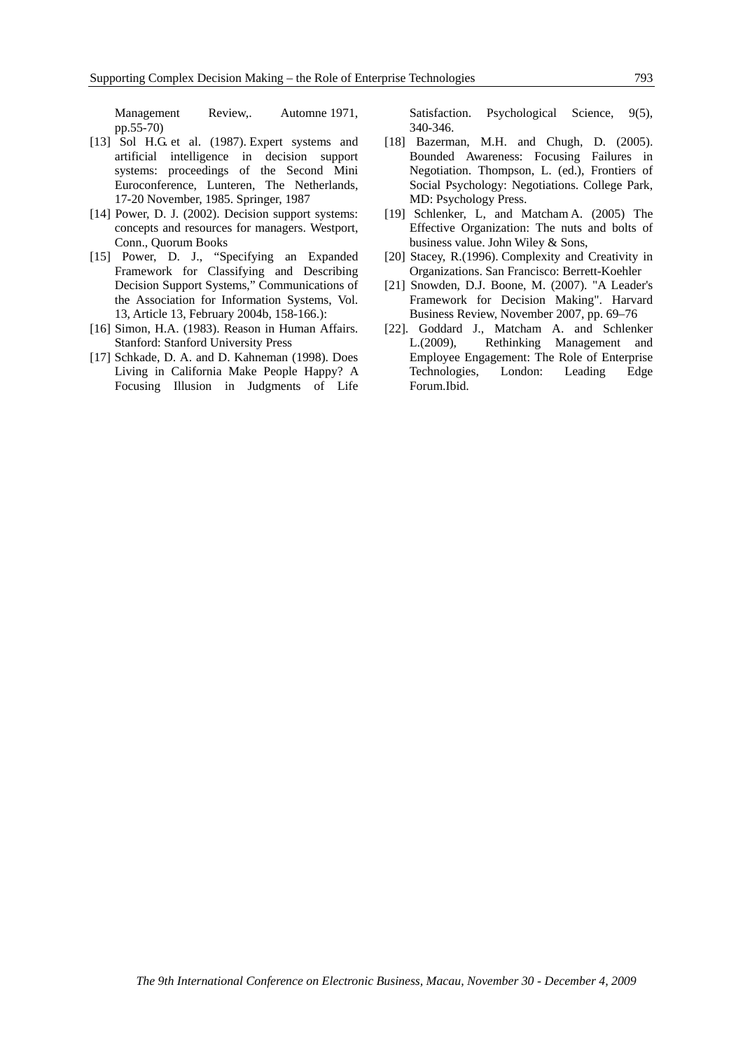Management Review,. Automne 1971, pp.55-70)

[13] Sol H.G. et al. (1987). Expert systems and artificial intelligence in decision support systems: proceedings of the Second Mini Euroconference, Lunteren, The Netherlands, 17-20 November, 1985. Springer, 1987

[14] Power, D. J. (2002). Decision support systems: concepts and resources for managers. Westport, Conn., Quorum Books

[15] Power, D. J., "Specifying an Expanded Framework for Classifying and Describing Decision Support Systems," Communications of the Association for Information Systems, Vol. 13, Article 13, February 2004b, 158-166.):

[16] Simon, H.A. (1983). Reason in Human Affairs. Stanford: Stanford University Press

[17] Schkade, D. A. and D. Kahneman (1998). Does Living in California Make People Happy? A Focusing Illusion in Judgments of Life Satisfaction. Psychological Science, 9(5), 340-346.

[18] Bazerman, M.H. and Chugh, D. (2005). Bounded Awareness: Focusing Failures in Negotiation. Thompson, L. (ed.), Frontiers of Social Psychology: Negotiations. College Park, MD: Psychology Press.

[19] Schlenker, L, and Matcham A. (2005) The Effective Organization: The nuts and bolts of business value. John Wiley & Sons,

[20] Stacey, R.(1996). Complexity and Creativity in Organizations. San Francisco: Berrett-Koehler

[21] Snowden, D.J. Boone, M. (2007). "A Leader's Framework for Decision Making". Harvard Business Review, November 2007, pp. 69–76

[22]. Goddard J., Matcham A. and Schlenker L.(2009), Rethinking Management and Employee Engagement: The Role of Enterprise Technologies, London: Leading Edge Forum.Ibid.